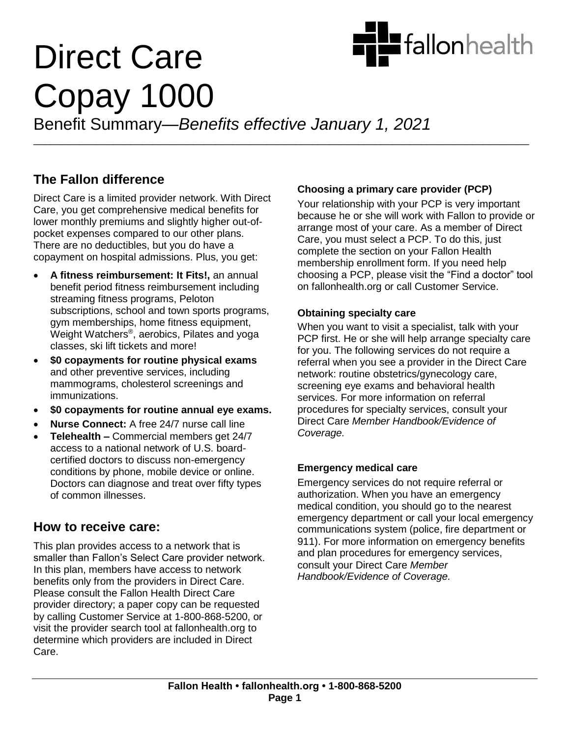# Direct Care Copay 1000

Benefit Summary—*Benefits effective January 1, 2021*

## The Fallon difference

Direct Care is a limited provider network. With Direct Care, you get comprehensive medical benefits for lower monthly premiums and slightly higher out-of-pocket expenses compared to our other plans. There are no deductibles, but you do have a copayment on hospital admissions. Plus, you get:

- **A fitness reimbursement: It Fits!,** an annual benefit period fitness reimbursement including streaming fitness programs, Peloton subscriptions, school and town sports programs, gym memberships, home fitness equipment, Weight Watchers®, aerobics, Pilates and yoga classes, ski lift tickets and more!
- **$0 copayments for routine physical exams** and other preventive services, including mammograms, cholesterol screenings and immunizations.
- **$0 copayments for routine annual eye exams.**
- **Nurse Connect:** A free 24/7 nurse call line
- **Telehealth –** Commercial members get 24/7 access to a national network of U.S. board-certified doctors to discuss non-emergency conditions by phone, mobile device or online. Doctors can diagnose and treat over fifty types of common illnesses.

## How to receive care:

This plan provides access to a network that is smaller than Fallon's Select Care provider network. In this plan, members have access to network benefits only from the providers in Direct Care. Please consult the Fallon Health Direct Care provider directory; a paper copy can be requested by calling Customer Service at 1-800-868-5200, or visit the provider search tool at fallonhealth.org to determine which providers are included in Direct Care.

### Choosing a primary care provider (PCP)

Your relationship with your PCP is very important because he or she will work with Fallon to provide or arrange most of your care. As a member of Direct Care, you must select a PCP. To do this, just complete the section on your Fallon Health membership enrollment form. If you need help choosing a PCP, please visit the "Find a doctor" tool on fallonhealth.org or call Customer Service.

### Obtaining specialty care

When you want to visit a specialist, talk with your PCP first. He or she will help arrange specialty care for you. The following services do not require a referral when you see a provider in the Direct Care network: routine obstetrics/gynecology care, screening eye exams and behavioral health services. For more information on referral procedures for specialty services, consult your Direct Care *Member Handbook/Evidence of Coverage.*

### Emergency medical care

Emergency services do not require referral or authorization. When you have an emergency medical condition, you should go to the nearest emergency department or call your local emergency communications system (police, fire department or 911). For more information on emergency benefits and plan procedures for emergency services, consult your Direct Care *Member Handbook/Evidence of Coverage.*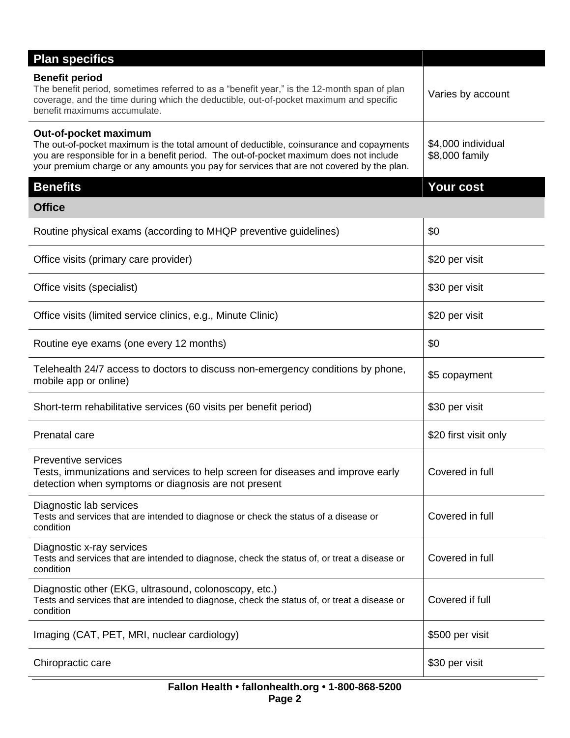| Plan specifics | |
|---|---|
| **Benefit period**<br>The benefit period, sometimes referred to as a "benefit year," is the 12-month span of plan coverage, and the time during which the deductible, out-of-pocket maximum and specific benefit maximums accumulate. | Varies by account |
| **Out-of-pocket maximum**<br>The out-of-pocket maximum is the total amount of deductible, coinsurance and copayments you are responsible for in a benefit period. The out-of-pocket maximum does not include your premium charge or any amounts you pay for services that are not covered by the plan. | $4,000 individual<br>$8,000 family |

| Benefits | Your cost |
|---|---|
| **Office** | |
| Routine physical exams (according to MHQP preventive guidelines) | $0 |
| Office visits (primary care provider) | $20 per visit |
| Office visits (specialist) | $30 per visit |
| Office visits (limited service clinics, e.g., Minute Clinic) | $20 per visit |
| Routine eye exams (one every 12 months) | $0 |
| Telehealth 24/7 access to doctors to discuss non-emergency conditions by phone, mobile app or online) | $5 copayment |
| Short-term rehabilitative services (60 visits per benefit period) | $30 per visit |
| Prenatal care | $20 first visit only |
| Preventive services<br>Tests, immunizations and services to help screen for diseases and improve early detection when symptoms or diagnosis are not present | Covered in full |
| Diagnostic lab services<br>Tests and services that are intended to diagnose or check the status of a disease or condition | Covered in full |
| Diagnostic x-ray services<br>Tests and services that are intended to diagnose, check the status of, or treat a disease or condition | Covered in full |
| Diagnostic other (EKG, ultrasound, colonoscopy, etc.)<br>Tests and services that are intended to diagnose, check the status of, or treat a disease or condition | Covered if full |
| Imaging (CAT, PET, MRI, nuclear cardiology) | $500 per visit |
| Chiropractic care | $30 per visit |

**Fallon Health • fallonhealth.org • 1-800-868-5200**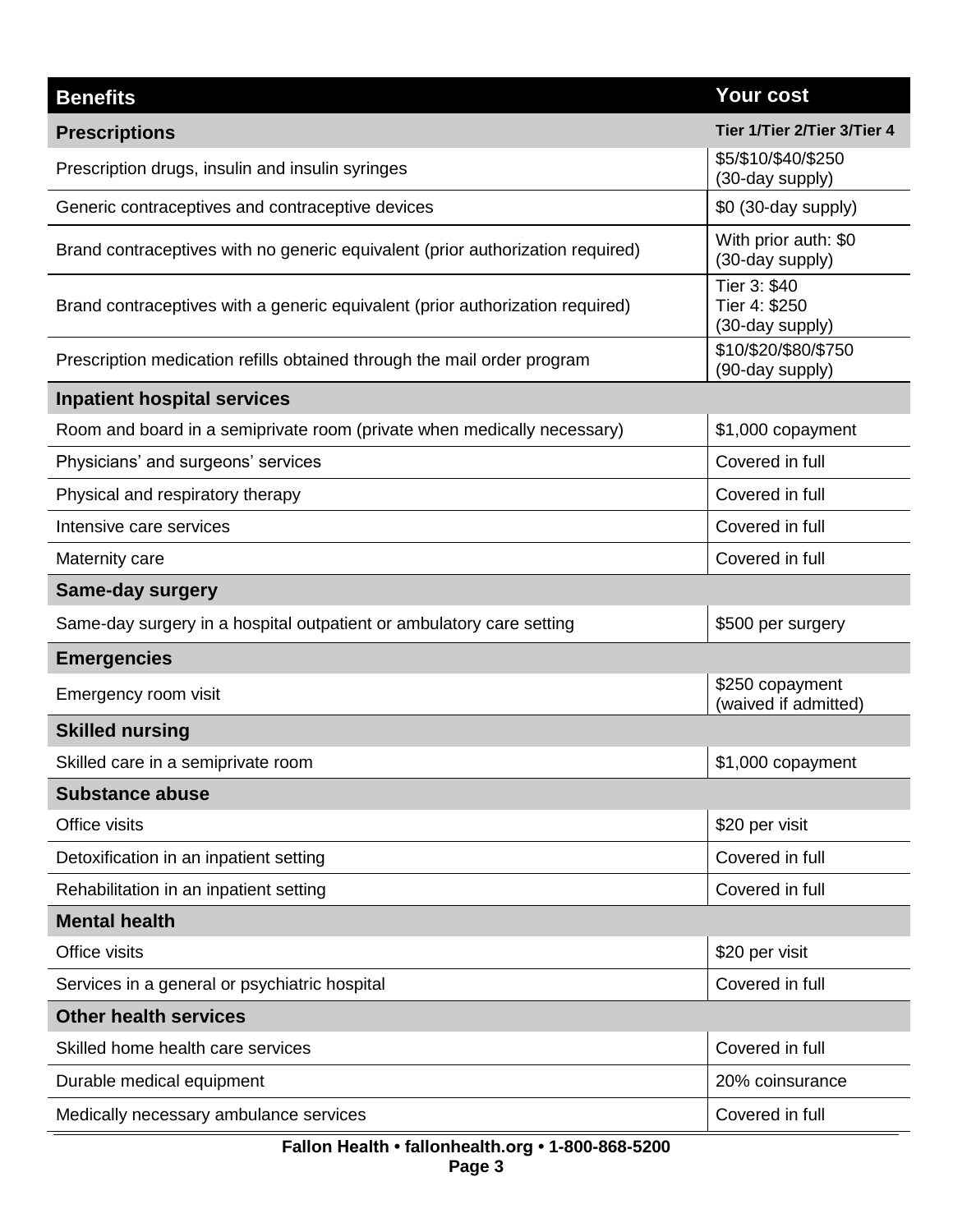| Benefits | Your cost |
|---|---|
| **Prescriptions** | **Tier 1/Tier 2/Tier 3/Tier 4** |
| Prescription drugs, insulin and insulin syringes | $5/$10/$40/$250 (30-day supply) |
| Generic contraceptives and contraceptive devices | $0 (30-day supply) |
| Brand contraceptives with no generic equivalent (prior authorization required) | With prior auth: $0 (30-day supply) |
| Brand contraceptives with a generic equivalent (prior authorization required) | Tier 3: $40<br>Tier 4: $250<br>(30-day supply) |
| Prescription medication refills obtained through the mail order program | $10/$20/$80/$750 (90-day supply) |
| **Inpatient hospital services** | |
| Room and board in a semiprivate room (private when medically necessary) | $1,000 copayment |
| Physicians' and surgeons' services | Covered in full |
| Physical and respiratory therapy | Covered in full |
| Intensive care services | Covered in full |
| Maternity care | Covered in full |
| **Same-day surgery** | |
| Same-day surgery in a hospital outpatient or ambulatory care setting | $500 per surgery |
| **Emergencies** | |
| Emergency room visit | $250 copayment (waived if admitted) |
| **Skilled nursing** | |
| Skilled care in a semiprivate room | $1,000 copayment |
| **Substance abuse** | |
| Office visits | $20 per visit |
| Detoxification in an inpatient setting | Covered in full |
| Rehabilitation in an inpatient setting | Covered in full |
| **Mental health** | |
| Office visits | $20 per visit |
| Services in a general or psychiatric hospital | Covered in full |
| **Other health services** | |
| Skilled home health care services | Covered in full |
| Durable medical equipment | 20% coinsurance |
| Medically necessary ambulance services | Covered in full |

**Fallon Health • fallonhealth.org • 1-800-868-5200**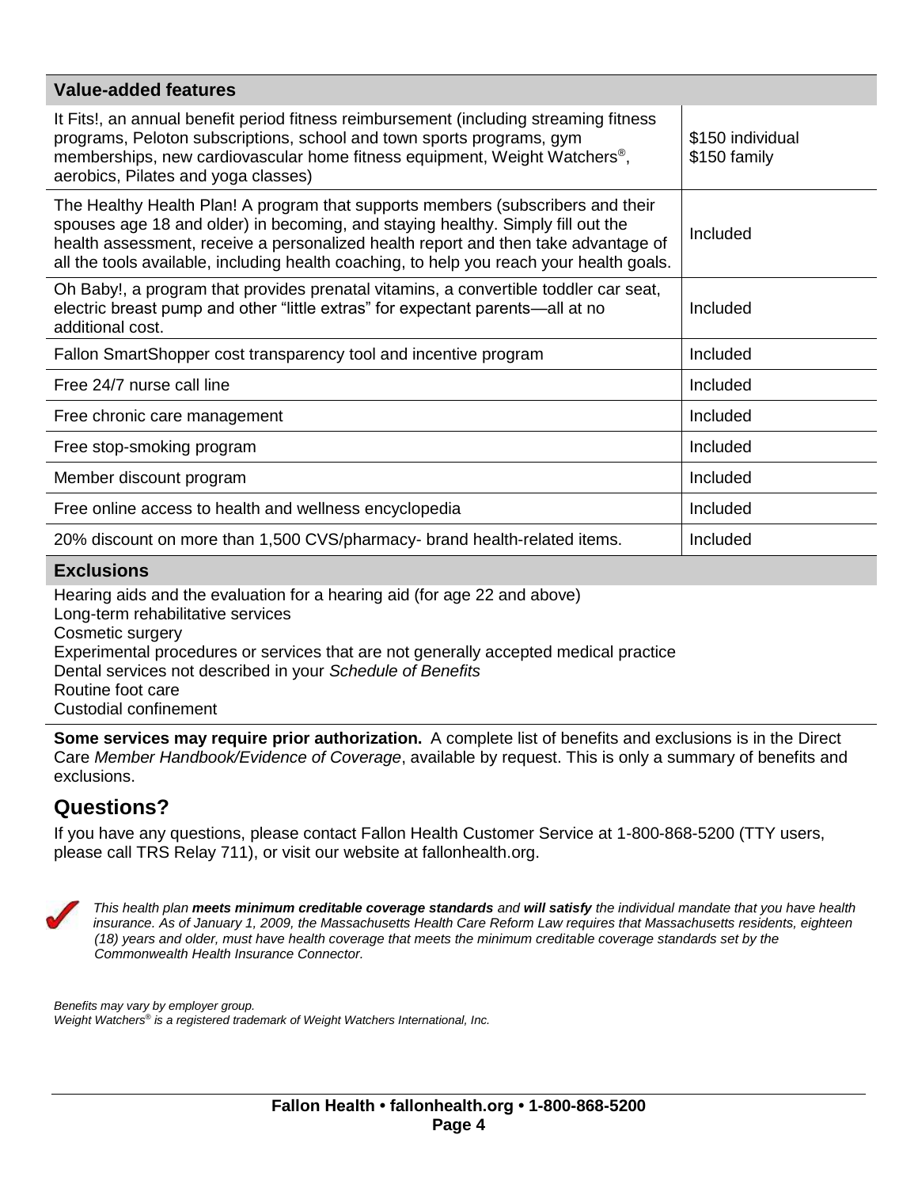| Value-added features | |
|---|---|
| It Fits!, an annual benefit period fitness reimbursement (including streaming fitness programs, Peloton subscriptions, school and town sports programs, gym memberships, new cardiovascular home fitness equipment, Weight Watchers®, aerobics, Pilates and yoga classes) | $150 individual<br>$150 family |
| The Healthy Health Plan! A program that supports members (subscribers and their spouses age 18 and older) in becoming, and staying healthy. Simply fill out the health assessment, receive a personalized health report and then take advantage of all the tools available, including health coaching, to help you reach your health goals. | Included |
| Oh Baby!, a program that provides prenatal vitamins, a convertible toddler car seat, electric breast pump and other "little extras" for expectant parents—all at no additional cost. | Included |
| Fallon SmartShopper cost transparency tool and incentive program | Included |
| Free 24/7 nurse call line | Included |
| Free chronic care management | Included |
| Free stop-smoking program | Included |
| Member discount program | Included |
| Free online access to health and wellness encyclopedia | Included |
| 20% discount on more than 1,500 CVS/pharmacy- brand health-related items. | Included |

**Exclusions**

Hearing aids and the evaluation for a hearing aid (for age 22 and above)
Long-term rehabilitative services
Cosmetic surgery
Experimental procedures or services that are not generally accepted medical practice
Dental services not described in your *Schedule of Benefits*
Routine foot care
Custodial confinement

**Some services may require prior authorization.** A complete list of benefits and exclusions is in the Direct Care *Member Handbook/Evidence of Coverage*, available by request. This is only a summary of benefits and exclusions.

## Questions?

If you have any questions, please contact Fallon Health Customer Service at 1-800-868-5200 (TTY users, please call TRS Relay 711), or visit our website at fallonhealth.org.

*This health plan **meets minimum creditable coverage standards** and **will satisfy** the individual mandate that you have health insurance. As of January 1, 2009, the Massachusetts Health Care Reform Law requires that Massachusetts residents, eighteen (18) years and older, must have health coverage that meets the minimum creditable coverage standards set by the Commonwealth Health Insurance Connector.*

*Benefits may vary by employer group.*
*Weight Watchers® is a registered trademark of Weight Watchers International, Inc.*